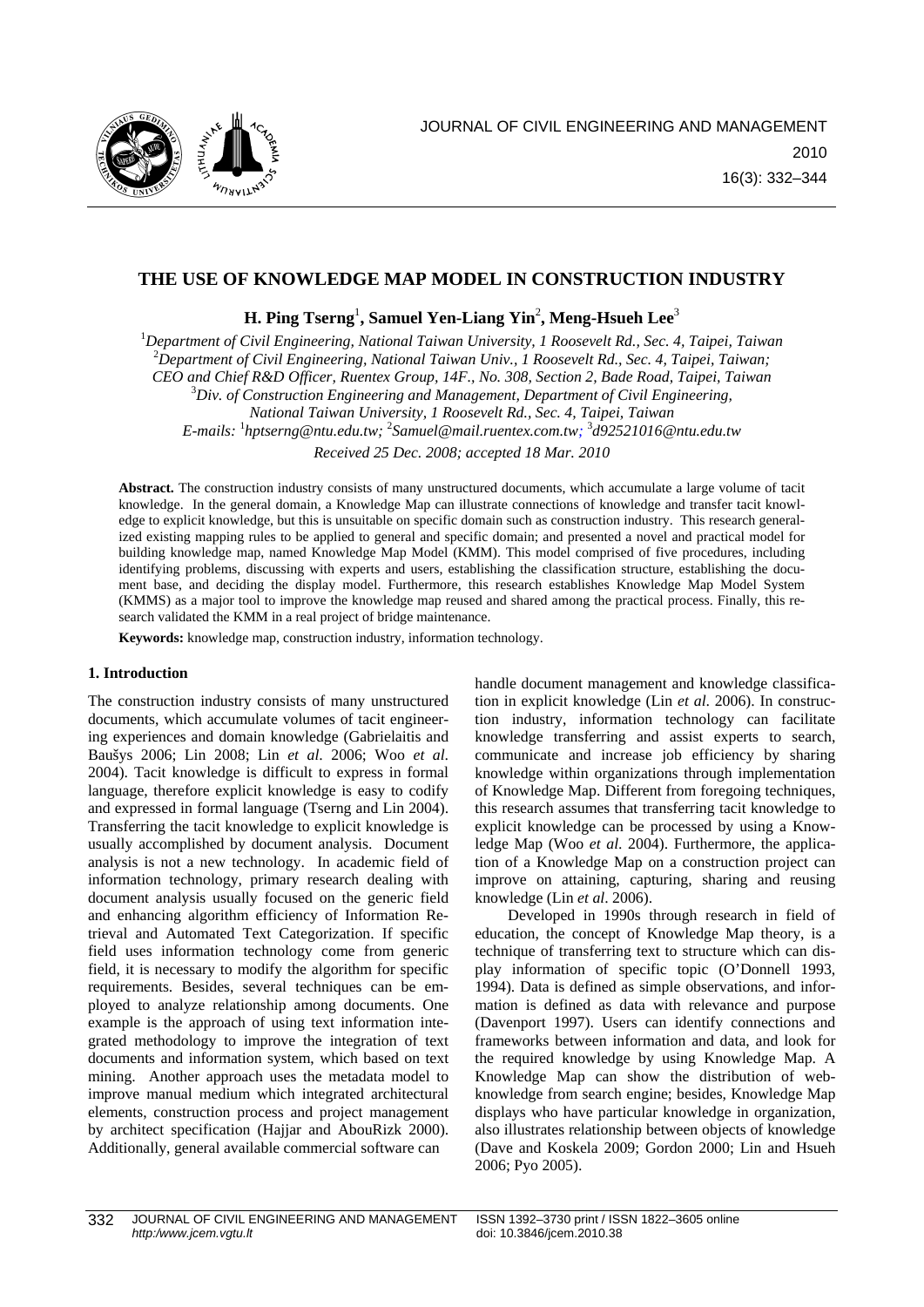# THE USE OF KNOWLEDGE MAP MODEL IN CONSTRUCTION INDUSTRY

**H. Ping Tserng[1], Samuel Yen-Liang Yin[2], Meng-Hsueh Lee[3]**

[1]*Department of Civil Engineering, National Taiwan University, 1 Roosevelt Rd., Sec. 4, Taipei, Taiwan*
[2]*Department of Civil Engineering, National Taiwan Univ., 1 Roosevelt Rd., Sec. 4, Taipei, Taiwan; CEO and Chief R&D Officer, Ruentex Group, 14F., No. 308, Section 2, Bade Road, Taipei, Taiwan*
[3]*Div. of Construction Engineering and Management, Department of Civil Engineering, National Taiwan University, 1 Roosevelt Rd., Sec. 4, Taipei, Taiwan*
*E-mails:* [1]*hptserng@ntu.edu.tw;* [2]*Samuel@mail.ruentex.com.tw;* [3]*d92521016@ntu.edu.tw*

*Received 25 Dec. 2008; accepted 18 Mar. 2010*

**Abstract.** The construction industry consists of many unstructured documents, which accumulate a large volume of tacit knowledge. In the general domain, a Knowledge Map can illustrate connections of knowledge and transfer tacit knowledge to explicit knowledge, but this is unsuitable on specific domain such as construction industry. This research generalized existing mapping rules to be applied to general and specific domain; and presented a novel and practical model for building knowledge map, named Knowledge Map Model (KMM). This model comprised of five procedures, including identifying problems, discussing with experts and users, establishing the classification structure, establishing the document base, and deciding the display model. Furthermore, this research establishes Knowledge Map Model System (KMMS) as a major tool to improve the knowledge map reused and shared among the practical process. Finally, this research validated the KMM in a real project of bridge maintenance.

**Keywords:** knowledge map, construction industry, information technology.

## 1. Introduction

The construction industry consists of many unstructured documents, which accumulate volumes of tacit engineering experiences and domain knowledge (Gabrielaitis and Baušys 2006; Lin 2008; Lin *et al*. 2006; Woo *et al*. 2004). Tacit knowledge is difficult to express in formal language, therefore explicit knowledge is easy to codify and expressed in formal language (Tserng and Lin 2004). Transferring the tacit knowledge to explicit knowledge is usually accomplished by document analysis. Document analysis is not a new technology. In academic field of information technology, primary research dealing with document analysis usually focused on the generic field and enhancing algorithm efficiency of Information Retrieval and Automated Text Categorization. If specific field uses information technology come from generic field, it is necessary to modify the algorithm for specific requirements. Besides, several techniques can be employed to analyze relationship among documents. One example is the approach of using text information integrated methodology to improve the integration of text documents and information system, which based on text mining. Another approach uses the metadata model to improve manual medium which integrated architectural elements, construction process and project management by architect specification (Hajjar and AbouRizk 2000). Additionally, general available commercial software can handle document management and knowledge classification in explicit knowledge (Lin *et al*. 2006). In construction industry, information technology can facilitate knowledge transferring and assist experts to search, communicate and increase job efficiency by sharing knowledge within organizations through implementation of Knowledge Map. Different from foregoing techniques, this research assumes that transferring tacit knowledge to explicit knowledge can be processed by using a Knowledge Map (Woo *et al*. 2004). Furthermore, the application of a Knowledge Map on a construction project can improve on attaining, capturing, sharing and reusing knowledge (Lin *et al*. 2006).

Developed in 1990s through research in field of education, the concept of Knowledge Map theory, is a technique of transferring text to structure which can display information of specific topic (O'Donnell 1993, 1994). Data is defined as simple observations, and information is defined as data with relevance and purpose (Davenport 1997). Users can identify connections and frameworks between information and data, and look for the required knowledge by using Knowledge Map. A Knowledge Map can show the distribution of web-knowledge from search engine; besides, Knowledge Map displays who have particular knowledge in organization, also illustrates relationship between objects of knowledge (Dave and Koskela 2009; Gordon 2000; Lin and Hsueh 2006; Pyo 2005).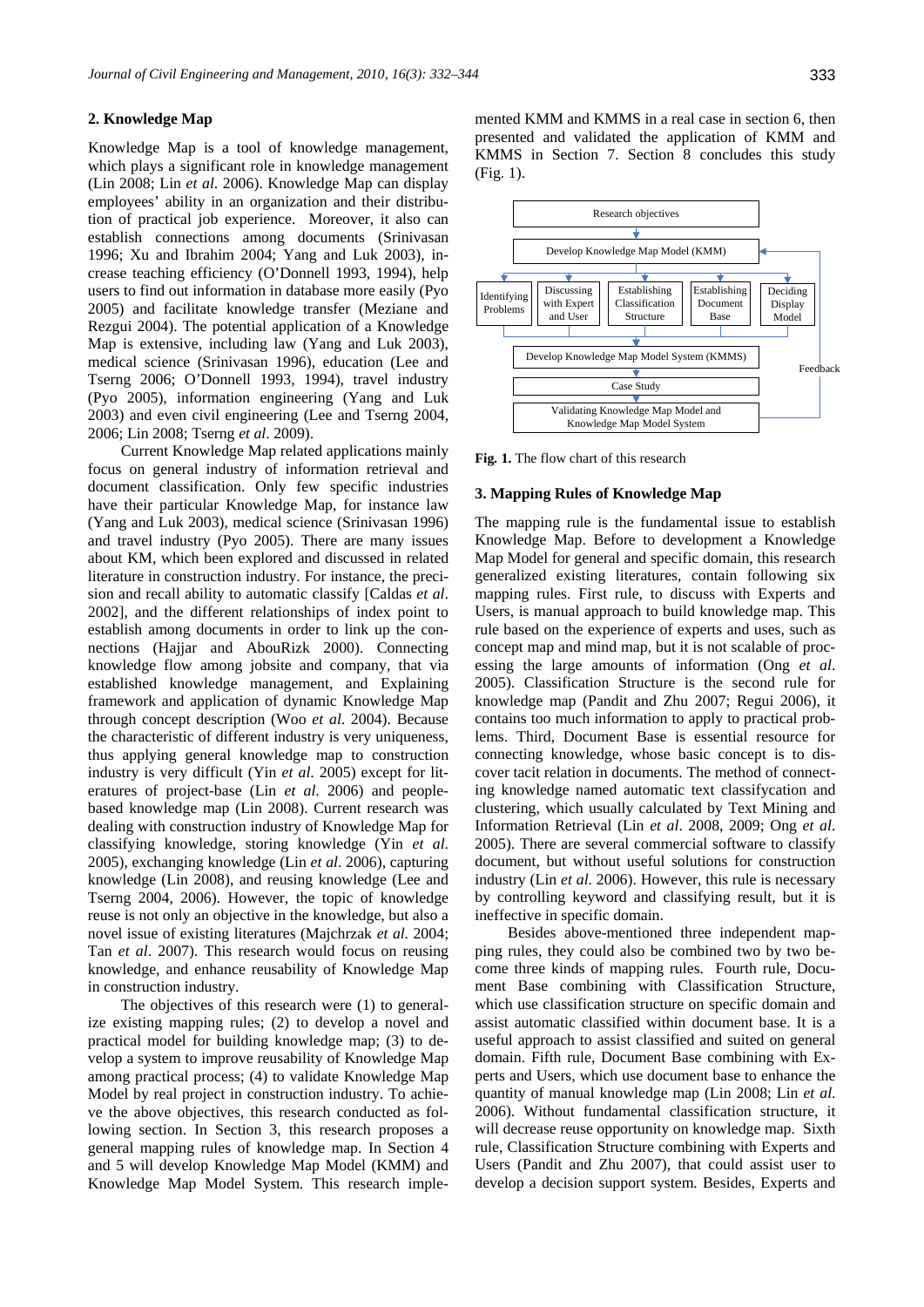## 2. Knowledge Map

Knowledge Map is a tool of knowledge management, which plays a significant role in knowledge management (Lin 2008; Lin *et al*. 2006). Knowledge Map can display employees' ability in an organization and their distribution of practical job experience. Moreover, it also can establish connections among documents (Srinivasan 1996; Xu and Ibrahim 2004; Yang and Luk 2003), increase teaching efficiency (O'Donnell 1993, 1994), help users to find out information in database more easily (Pyo 2005) and facilitate knowledge transfer (Meziane and Rezgui 2004). The potential application of a Knowledge Map is extensive, including law (Yang and Luk 2003), medical science (Srinivasan 1996), education (Lee and Tserng 2006; O'Donnell 1993, 1994), travel industry (Pyo 2005), information engineering (Yang and Luk 2003) and even civil engineering (Lee and Tserng 2004, 2006; Lin 2008; Tserng *et al*. 2009).

Current Knowledge Map related applications mainly focus on general industry of information retrieval and document classification. Only few specific industries have their particular Knowledge Map, for instance law (Yang and Luk 2003), medical science (Srinivasan 1996) and travel industry (Pyo 2005). There are many issues about KM, which been explored and discussed in related literature in construction industry. For instance, the precision and recall ability to automatic classify [Caldas *et al*. 2002], and the different relationships of index point to establish among documents in order to link up the connections (Hajjar and AbouRizk 2000). Connecting knowledge flow among jobsite and company, that via established knowledge management, and Explaining framework and application of dynamic Knowledge Map through concept description (Woo *et al*. 2004). Because the characteristic of different industry is very uniqueness, thus applying general knowledge map to construction industry is very difficult (Yin *et al*. 2005) except for literatures of project-base (Lin *et al*. 2006) and people-based knowledge map (Lin 2008). Current research was dealing with construction industry of Knowledge Map for classifying knowledge, storing knowledge (Yin *et al*. 2005), exchanging knowledge (Lin *et al*. 2006), capturing knowledge (Lin 2008), and reusing knowledge (Lee and Tserng 2004, 2006). However, the topic of knowledge reuse is not only an objective in the knowledge, but also a novel issue of existing literatures (Majchrzak *et al.* 2004; Tan *et al*. 2007). This research would focus on reusing knowledge, and enhance reusability of Knowledge Map in construction industry.

The objectives of this research were (1) to generalize existing mapping rules; (2) to develop a novel and practical model for building knowledge map; (3) to develop a system to improve reusability of Knowledge Map among practical process; (4) to validate Knowledge Map Model by real project in construction industry. To achieve the above objectives, this research conducted as following section. In Section 3, this research proposes a general mapping rules of knowledge map. In Section 4 and 5 will develop Knowledge Map Model (KMM) and Knowledge Map Model System. This research implemented KMM and KMMS in a real case in section 6, then presented and validated the application of KMM and KMMS in Section 7. Section 8 concludes this study (Fig. 1).

Research objectives → Develop Knowledge Map Model (KMM) → Identifying Problems | Discussing with Expert and User | Establishing Classification Structure | Establishing Document Base | Deciding Display Model → Develop Knowledge Map Model System (KMMS) → Case Study → Validating Knowledge Map Model and Knowledge Map Model System (Feedback)

**Fig. 1.** The flow chart of this research

## 3. Mapping Rules of Knowledge Map

The mapping rule is the fundamental issue to establish Knowledge Map. Before to development a Knowledge Map Model for general and specific domain, this research generalized existing literatures, contain following six mapping rules. First rule, to discuss with Experts and Users, is manual approach to build knowledge map. This rule based on the experience of experts and uses, such as concept map and mind map, but it is not scalable of processing the large amounts of information (Ong *et al*. 2005). Classification Structure is the second rule for knowledge map (Pandit and Zhu 2007; Regui 2006), it contains too much information to apply to practical problems. Third, Document Base is essential resource for connecting knowledge, whose basic concept is to discover tacit relation in documents. The method of connecting knowledge named automatic text classifycation and clustering, which usually calculated by Text Mining and Information Retrieval (Lin *et al*. 2008, 2009; Ong *et al*. 2005). There are several commercial software to classify document, but without useful solutions for construction industry (Lin *et al*. 2006). However, this rule is necessary by controlling keyword and classifying result, but it is ineffective in specific domain.

Besides above-mentioned three independent mapping rules, they could also be combined two by two become three kinds of mapping rules. Fourth rule, Document Base combining with Classification Structure, which use classification structure on specific domain and assist automatic classified within document base. It is a useful approach to assist classified and suited on general domain. Fifth rule, Document Base combining with Experts and Users, which use document base to enhance the quantity of manual knowledge map (Lin 2008; Lin *et al.* 2006). Without fundamental classification structure, it will decrease reuse opportunity on knowledge map. Sixth rule, Classification Structure combining with Experts and Users (Pandit and Zhu 2007), that could assist user to develop a decision support system. Besides, Experts and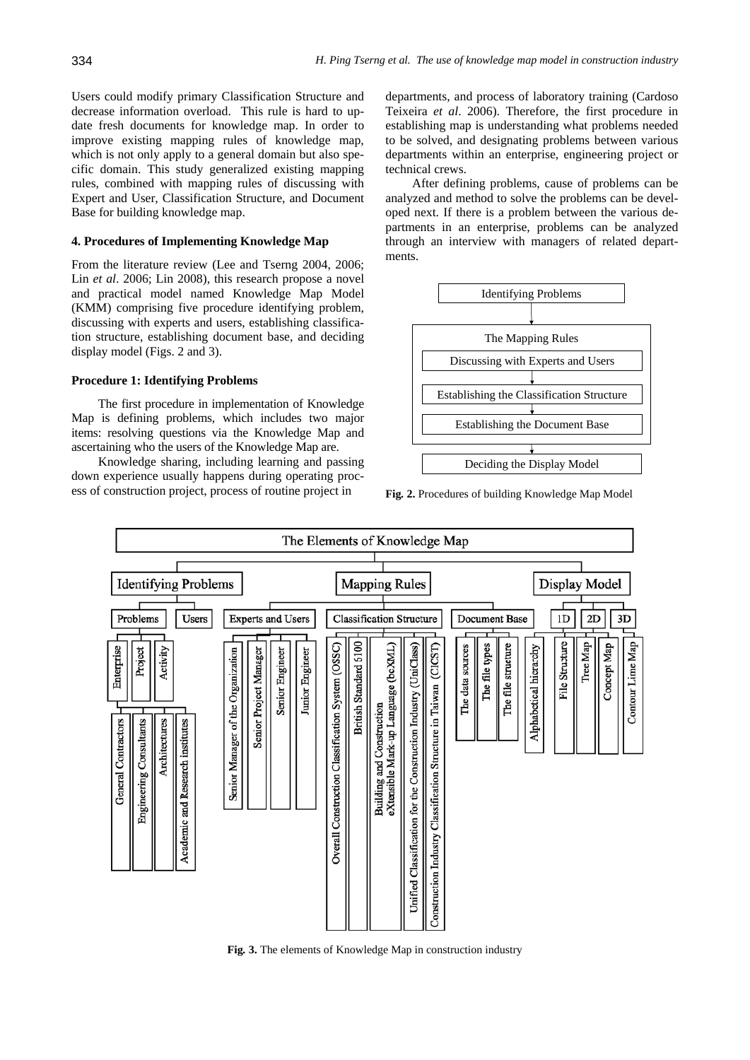Users could modify primary Classification Structure and decrease information overload. This rule is hard to update fresh documents for knowledge map. In order to improve existing mapping rules of knowledge map, which is not only apply to a general domain but also specific domain. This study generalized existing mapping rules, combined with mapping rules of discussing with Expert and User, Classification Structure, and Document Base for building knowledge map.

#### 4. Procedures of Implementing Knowledge Map

From the literature review (Lee and Tserng 2004, 2006; Lin *et al*. 2006; Lin 2008), this research propose a novel and practical model named Knowledge Map Model (KMM) comprising five procedure identifying problem, discussing with experts and users, establishing classification structure, establishing document base, and deciding display model (Figs. 2 and 3).

#### Procedure 1: Identifying Problems

The first procedure in implementation of Knowledge Map is defining problems, which includes two major items: resolving questions via the Knowledge Map and ascertaining who the users of the Knowledge Map are.

Knowledge sharing, including learning and passing down experience usually happens during operating process of construction project, process of routine project in departments, and process of laboratory training (Cardoso Teixeira *et al*. 2006). Therefore, the first procedure in establishing map is understanding what problems needed to be solved, and designating problems between various departments within an enterprise, engineering project or technical crews.

After defining problems, cause of problems can be analyzed and method to solve the problems can be developed next. If there is a problem between the various departments in an enterprise, problems can be analyzed through an interview with managers of related departments.

Identifying Problems → The Mapping Rules (Discussing with Experts and Users → Establishing the Classification Structure → Establishing the Document Base) → Deciding the Display Model

**Fig. 2.** Procedures of building Knowledge Map Model

The Elements of Knowledge Map
- Identifying Problems
  - Problems
    - Enterprise
      - General Contractors
      - Engineering Consultants
      - Architectures
      - Academic and Research institutes
    - Project
    - Activity
  - Users
- Mapping Rules
  - Experts and Users
    - Senior Manager of the Organization
    - Senior Project Manager
    - Senior Engineer
    - Junior Engineer
  - Classification Structure
    - Overall Construction Classification System (OSSC)
    - British Standard 5100
    - Building and Construction eXtensible Mark-up Language (bcXML)
    - Unified Classification for the Construction Industry (UniClass)
    - Construction Industry Classification Structure in Taiwan (CICST)
  - Document Base
    - The data sources
    - The file types
    - The file structure
- Display Model
  - 1D
    - Alphabetical hierarchy
    - File Structure
  - 2D
    - Tree Map
    - Concept Map
  - 3D
    - Contour Lime Map

**Fig. 3.** The elements of Knowledge Map in construction industry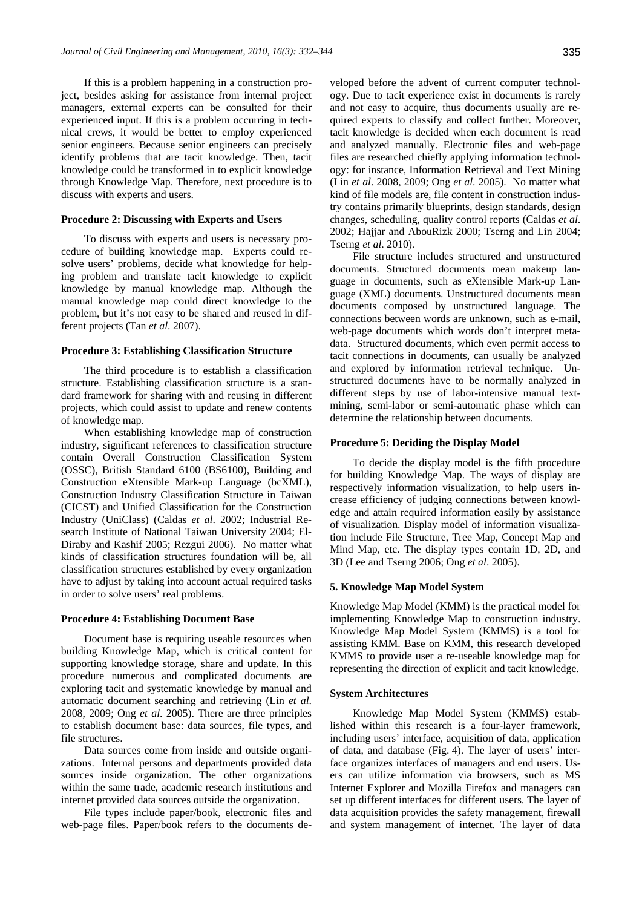If this is a problem happening in a construction project, besides asking for assistance from internal project managers, external experts can be consulted for their experienced input. If this is a problem occurring in technical crews, it would be better to employ experienced senior engineers. Because senior engineers can precisely identify problems that are tacit knowledge. Then, tacit knowledge could be transformed in to explicit knowledge through Knowledge Map. Therefore, next procedure is to discuss with experts and users.

#### Procedure 2: Discussing with Experts and Users

To discuss with experts and users is necessary procedure of building knowledge map. Experts could resolve users' problems, decide what knowledge for helping problem and translate tacit knowledge to explicit knowledge by manual knowledge map. Although the manual knowledge map could direct knowledge to the problem, but it's not easy to be shared and reused in different projects (Tan *et al*. 2007).

#### Procedure 3: Establishing Classification Structure

The third procedure is to establish a classification structure. Establishing classification structure is a standard framework for sharing with and reusing in different projects, which could assist to update and renew contents of knowledge map.

When establishing knowledge map of construction industry, significant references to classification structure contain Overall Construction Classification System (OSSC), British Standard 6100 (BS6100), Building and Construction eXtensible Mark-up Language (bcXML), Construction Industry Classification Structure in Taiwan (CICST) and Unified Classification for the Construction Industry (UniClass) (Caldas *et al*. 2002; Industrial Research Institute of National Taiwan University 2004; El-Diraby and Kashif 2005; Rezgui 2006). No matter what kinds of classification structures foundation will be, all classification structures established by every organization have to adjust by taking into account actual required tasks in order to solve users' real problems.

#### Procedure 4: Establishing Document Base

Document base is requiring useable resources when building Knowledge Map, which is critical content for supporting knowledge storage, share and update. In this procedure numerous and complicated documents are exploring tacit and systematic knowledge by manual and automatic document searching and retrieving (Lin *et al*. 2008, 2009; Ong *et al*. 2005). There are three principles to establish document base: data sources, file types, and file structures.

Data sources come from inside and outside organizations. Internal persons and departments provided data sources inside organization. The other organizations within the same trade, academic research institutions and internet provided data sources outside the organization.

File types include paper/book, electronic files and web-page files. Paper/book refers to the documents developed before the advent of current computer technology. Due to tacit experience exist in documents is rarely and not easy to acquire, thus documents usually are required experts to classify and collect further. Moreover, tacit knowledge is decided when each document is read and analyzed manually. Electronic files and web-page files are researched chiefly applying information technology: for instance, Information Retrieval and Text Mining (Lin *et al*. 2008, 2009; Ong *et al*. 2005). No matter what kind of file models are, file content in construction industry contains primarily blueprints, design standards, design changes, scheduling, quality control reports (Caldas *et al*. 2002; Hajjar and AbouRizk 2000; Tserng and Lin 2004; Tserng *et al*. 2010).

File structure includes structured and unstructured documents. Structured documents mean makeup language in documents, such as eXtensible Mark-up Language (XML) documents. Unstructured documents mean documents composed by unstructured language. The connections between words are unknown, such as e-mail, web-page documents which words don't interpret metadata. Structured documents, which even permit access to tacit connections in documents, can usually be analyzed and explored by information retrieval technique. Unstructured documents have to be normally analyzed in different steps by use of labor-intensive manual text-mining, semi-labor or semi-automatic phase which can determine the relationship between documents.

#### Procedure 5: Deciding the Display Model

To decide the display model is the fifth procedure for building Knowledge Map. The ways of display are respectively information visualization, to help users increase efficiency of judging connections between knowledge and attain required information easily by assistance of visualization. Display model of information visualization include File Structure, Tree Map, Concept Map and Mind Map, etc. The display types contain 1D, 2D, and 3D (Lee and Tserng 2006; Ong *et al*. 2005).

## 5. Knowledge Map Model System

Knowledge Map Model (KMM) is the practical model for implementing Knowledge Map to construction industry. Knowledge Map Model System (KMMS) is a tool for assisting KMM. Base on KMM, this research developed KMMS to provide user a re-useable knowledge map for representing the direction of explicit and tacit knowledge.

#### System Architectures

Knowledge Map Model System (KMMS) established within this research is a four-layer framework, including users' interface, acquisition of data, application of data, and database (Fig. 4). The layer of users' interface organizes interfaces of managers and end users. Users can utilize information via browsers, such as MS Internet Explorer and Mozilla Firefox and managers can set up different interfaces for different users. The layer of data acquisition provides the safety management, firewall and system management of internet. The layer of data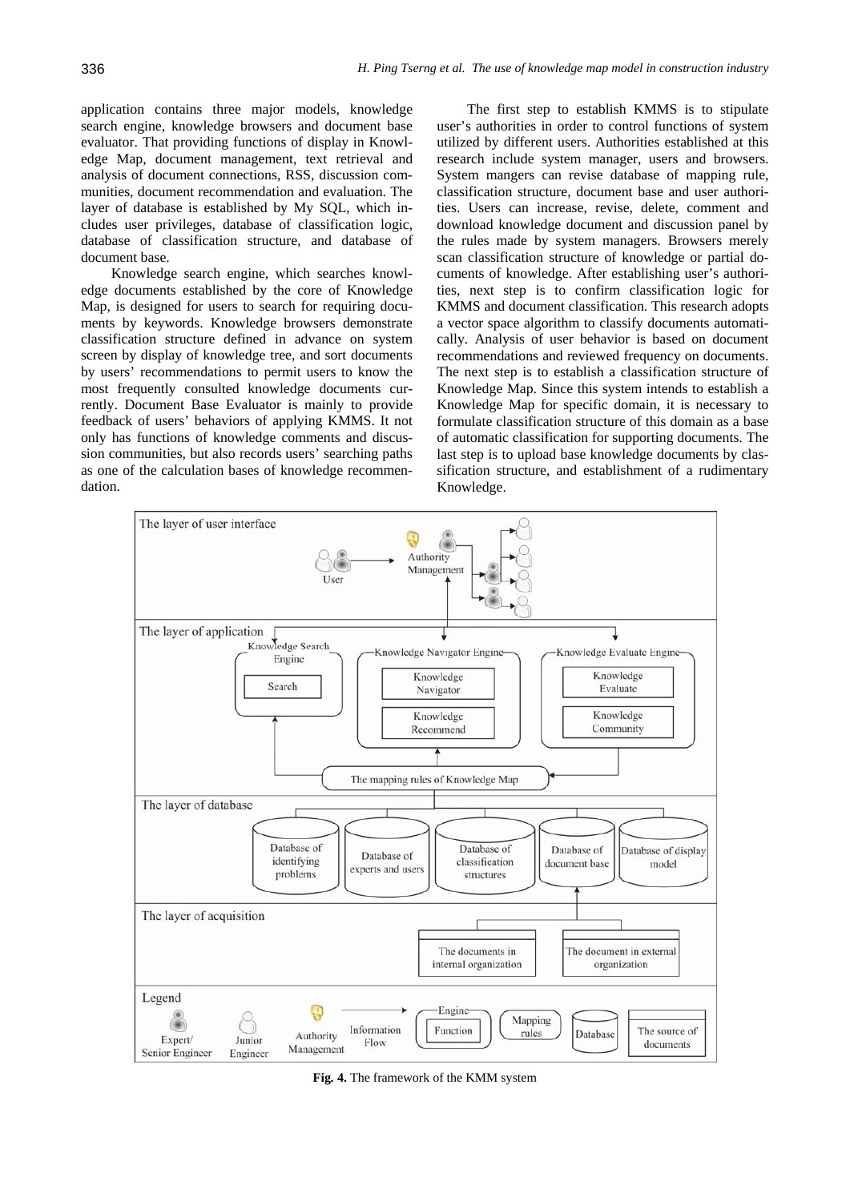application contains three major models, knowledge search engine, knowledge browsers and document base evaluator. That providing functions of display in Knowledge Map, document management, text retrieval and analysis of document connections, RSS, discussion communities, document recommendation and evaluation. The layer of database is established by My SQL, which includes user privileges, database of classification logic, database of classification structure, and database of document base.

Knowledge search engine, which searches knowledge documents established by the core of Knowledge Map, is designed for users to search for requiring documents by keywords. Knowledge browsers demonstrate classification structure defined in advance on system screen by display of knowledge tree, and sort documents by users' recommendations to permit users to know the most frequently consulted knowledge documents currently. Document Base Evaluator is mainly to provide feedback of users' behaviors of applying KMMS. It not only has functions of knowledge comments and discussion communities, but also records users' searching paths as one of the calculation bases of knowledge recommendation.

The first step to establish KMMS is to stipulate user's authorities in order to control functions of system utilized by different users. Authorities established at this research include system manager, users and browsers. System mangers can revise database of mapping rule, classification structure, document base and user authorities. Users can increase, revise, delete, comment and download knowledge document and discussion panel by the rules made by system managers. Browsers merely scan classification structure of knowledge or partial documents of knowledge. After establishing user's authorities, next step is to confirm classification logic for KMMS and document classification. This research adopts a vector space algorithm to classify documents automatically. Analysis of user behavior is based on document recommendations and reviewed frequency on documents. The next step is to establish a classification structure of Knowledge Map. Since this system intends to establish a Knowledge Map for specific domain, it is necessary to formulate classification structure of this domain as a base of automatic classification for supporting documents. The last step is to upload base knowledge documents by classification structure, and establishment of a rudimentary Knowledge.

**Fig. 4.** The framework of the KMM system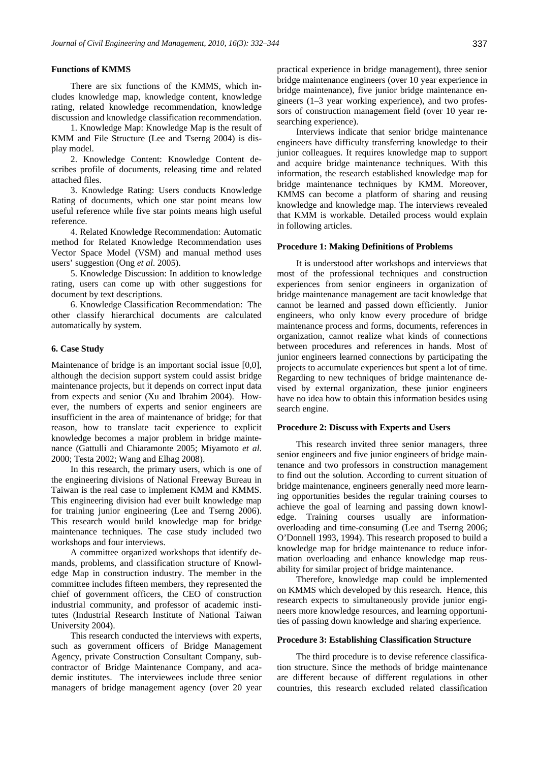### Functions of KMMS

There are six functions of the KMMS, which includes knowledge map, knowledge content, knowledge rating, related knowledge recommendation, knowledge discussion and knowledge classification recommendation.

1. Knowledge Map: Knowledge Map is the result of KMM and File Structure (Lee and Tserng 2004) is display model.

2. Knowledge Content: Knowledge Content describes profile of documents, releasing time and related attached files.

3. Knowledge Rating: Users conducts Knowledge Rating of documents, which one star point means low useful reference while five star points means high useful reference.

4. Related Knowledge Recommendation: Automatic method for Related Knowledge Recommendation uses Vector Space Model (VSM) and manual method uses users' suggestion (Ong *et al*. 2005).

5. Knowledge Discussion: In addition to knowledge rating, users can come up with other suggestions for document by text descriptions.

6. Knowledge Classification Recommendation: The other classify hierarchical documents are calculated automatically by system.

## 6. Case Study

Maintenance of bridge is an important social issue [0,0], although the decision support system could assist bridge maintenance projects, but it depends on correct input data from expects and senior (Xu and Ibrahim 2004). However, the numbers of experts and senior engineers are insufficient in the area of maintenance of bridge; for that reason, how to translate tacit experience to explicit knowledge becomes a major problem in bridge maintenance (Gattulli and Chiaramonte 2005; Miyamoto *et al*. 2000; Testa 2002; Wang and Elhag 2008).

In this research, the primary users, which is one of the engineering divisions of National Freeway Bureau in Taiwan is the real case to implement KMM and KMMS. This engineering division had ever built knowledge map for training junior engineering (Lee and Tserng 2006). This research would build knowledge map for bridge maintenance techniques. The case study included two workshops and four interviews.

A committee organized workshops that identify demands, problems, and classification structure of Knowledge Map in construction industry. The member in the committee includes fifteen members, they represented the chief of government officers, the CEO of construction industrial community, and professor of academic institutes (Industrial Research Institute of National Taiwan University 2004).

This research conducted the interviews with experts, such as government officers of Bridge Management Agency, private Construction Consultant Company, subcontractor of Bridge Maintenance Company, and academic institutes. The interviewees include three senior managers of bridge management agency (over 20 year practical experience in bridge management), three senior bridge maintenance engineers (over 10 year experience in bridge maintenance), five junior bridge maintenance engineers (1–3 year working experience), and two professors of construction management field (over 10 year researching experience).

Interviews indicate that senior bridge maintenance engineers have difficulty transferring knowledge to their junior colleagues. It requires knowledge map to support and acquire bridge maintenance techniques. With this information, the research established knowledge map for bridge maintenance techniques by KMM. Moreover, KMMS can become a platform of sharing and reusing knowledge and knowledge map. The interviews revealed that KMM is workable. Detailed process would explain in following articles.

### Procedure 1: Making Definitions of Problems

It is understood after workshops and interviews that most of the professional techniques and construction experiences from senior engineers in organization of bridge maintenance management are tacit knowledge that cannot be learned and passed down efficiently. Junior engineers, who only know every procedure of bridge maintenance process and forms, documents, references in organization, cannot realize what kinds of connections between procedures and references in hands. Most of junior engineers learned connections by participating the projects to accumulate experiences but spent a lot of time. Regarding to new techniques of bridge maintenance devised by external organization, these junior engineers have no idea how to obtain this information besides using search engine.

### Procedure 2: Discuss with Experts and Users

This research invited three senior managers, three senior engineers and five junior engineers of bridge maintenance and two professors in construction management to find out the solution. According to current situation of bridge maintenance, engineers generally need more learning opportunities besides the regular training courses to achieve the goal of learning and passing down knowledge. Training courses usually are information-overloading and time-consuming (Lee and Tserng 2006; O'Donnell 1993, 1994). This research proposed to build a knowledge map for bridge maintenance to reduce information overloading and enhance knowledge map reusability for similar project of bridge maintenance.

Therefore, knowledge map could be implemented on KMMS which developed by this research. Hence, this research expects to simultaneously provide junior engineers more knowledge resources, and learning opportunities of passing down knowledge and sharing experience.

### Procedure 3: Establishing Classification Structure

The third procedure is to devise reference classification structure. Since the methods of bridge maintenance are different because of different regulations in other countries, this research excluded related classification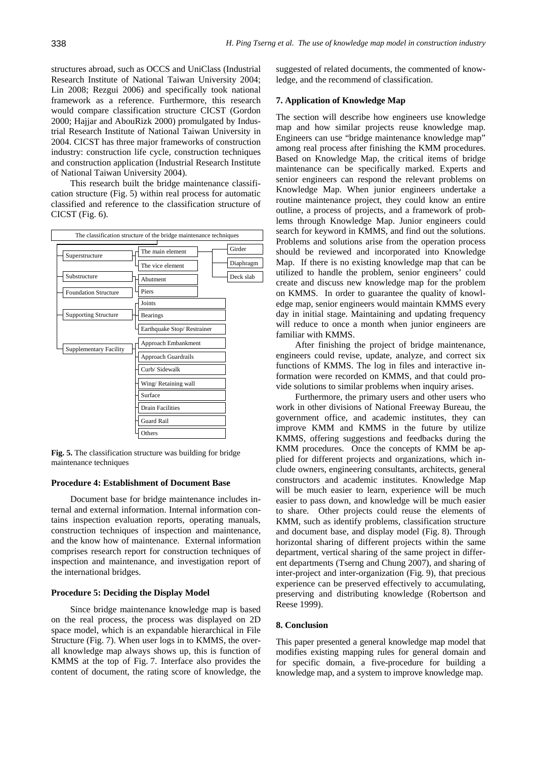structures abroad, such as OCCS and UniClass (Industrial Research Institute of National Taiwan University 2004; Lin 2008; Rezgui 2006) and specifically took national framework as a reference. Furthermore, this research would compare classification structure CICST (Gordon 2000; Hajjar and AbouRizk 2000) promulgated by Industrial Research Institute of National Taiwan University in 2004. CICST has three major frameworks of construction industry: construction life cycle, construction techniques and construction application (Industrial Research Institute of National Taiwan University 2004).

This research built the bridge maintenance classification structure (Fig. 5) within real process for automatic classified and reference to the classification structure of CICST (Fig. 6).

The classification structure of the bridge maintenance techniques

- Superstructure
  - The main element
    - Girder
    - Diaphragm
    - Deck slab
  - The vice element
- Substructure
  - Abutment
  - Piers
- Foundation Structure
- Supporting Structure
  - Joints
  - Bearings
  - Earthquake Stop/ Restrainer
- Supplementary Facility
  - Approach Embankment
  - Approach Guardrails
  - Curb/ Sidewalk
  - Wing/ Retaining wall
  - Surface
  - Drain Facilities
  - Guard Rail
  - Others

**Fig. 5.** The classification structure was building for bridge maintenance techniques

### Procedure 4: Establishment of Document Base

Document base for bridge maintenance includes internal and external information. Internal information contains inspection evaluation reports, operating manuals, construction techniques of inspection and maintenance, and the know how of maintenance. External information comprises research report for construction techniques of inspection and maintenance, and investigation report of the international bridges.

### Procedure 5: Deciding the Display Model

Since bridge maintenance knowledge map is based on the real process, the process was displayed on 2D space model, which is an expandable hierarchical in File Structure (Fig. 7). When user logs in to KMMS, the overall knowledge map always shows up, this is function of KMMS at the top of Fig. 7. Interface also provides the content of document, the rating score of knowledge, the suggested of related documents, the commented of knowledge, and the recommend of classification.

## 7. Application of Knowledge Map

The section will describe how engineers use knowledge map and how similar projects reuse knowledge map. Engineers can use "bridge maintenance knowledge map" among real process after finishing the KMM procedures. Based on Knowledge Map, the critical items of bridge maintenance can be specifically marked. Experts and senior engineers can respond the relevant problems on Knowledge Map. When junior engineers undertake a routine maintenance project, they could know an entire outline, a process of projects, and a framework of problems through Knowledge Map. Junior engineers could search for keyword in KMMS, and find out the solutions. Problems and solutions arise from the operation process should be reviewed and incorporated into Knowledge Map. If there is no existing knowledge map that can be utilized to handle the problem, senior engineers' could create and discuss new knowledge map for the problem on KMMS. In order to guarantee the quality of knowledge map, senior engineers would maintain KMMS every day in initial stage. Maintaining and updating frequency will reduce to once a month when junior engineers are familiar with KMMS.

After finishing the project of bridge maintenance, engineers could revise, update, analyze, and correct six functions of KMMS. The log in files and interactive information were recorded on KMMS, and that could provide solutions to similar problems when inquiry arises.

Furthermore, the primary users and other users who work in other divisions of National Freeway Bureau, the government office, and academic institutes, they can improve KMM and KMMS in the future by utilize KMMS, offering suggestions and feedbacks during the KMM procedures. Once the concepts of KMM be applied for different projects and organizations, which include owners, engineering consultants, architects, general constructors and academic institutes. Knowledge Map will be much easier to learn, experience will be much easier to pass down, and knowledge will be much easier to share. Other projects could reuse the elements of KMM, such as identify problems, classification structure and document base, and display model (Fig. 8). Through horizontal sharing of different projects within the same department, vertical sharing of the same project in different departments (Tserng and Chung 2007), and sharing of inter-project and inter-organization (Fig. 9), that precious experience can be preserved effectively to accumulating, preserving and distributing knowledge (Robertson and Reese 1999).

## 8. Conclusion

This paper presented a general knowledge map model that modifies existing mapping rules for general domain and for specific domain, a five-procedure for building a knowledge map, and a system to improve knowledge map.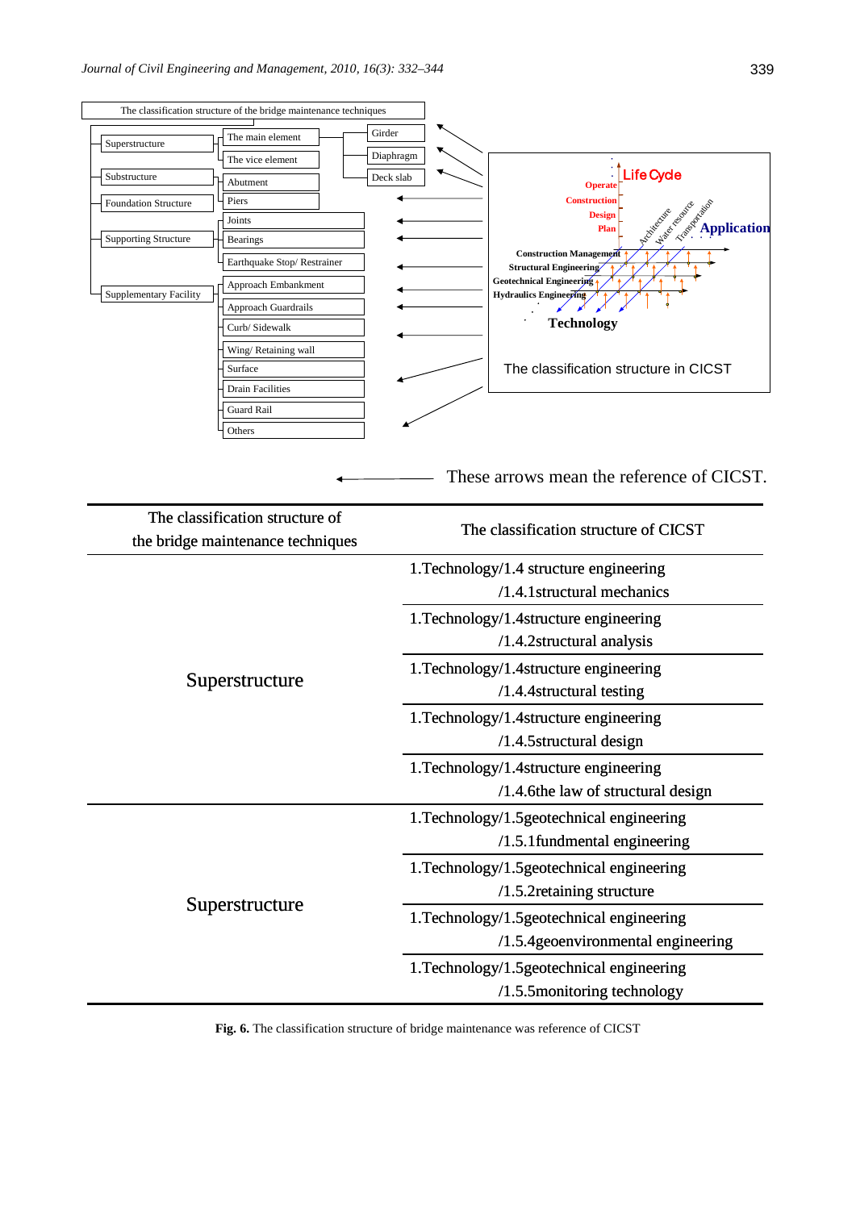| The classification structure of the bridge maintenance techniques | The classification structure of CICST |
|---|---|
| Superstructure | 1.Technology/1.4 structure engineering /1.4.1structural mechanics |
| | 1.Technology/1.4structure engineering /1.4.2structural analysis |
| | 1.Technology/1.4structure engineering /1.4.4structural testing |
| | 1.Technology/1.4structure engineering /1.4.5structural design |
| | 1.Technology/1.4structure engineering /1.4.6the law of structural design |
| Superstructure | 1.Technology/1.5geotechnical engineering /1.5.1fundmental engineering |
| | 1.Technology/1.5geotechnical engineering /1.5.2retaining structure |
| | 1.Technology/1.5geotechnical engineering /1.5.4geoenvironmental engineering |
| | 1.Technology/1.5geotechnical engineering /1.5.5monitoring technology |

**Fig. 6.** The classification structure of bridge maintenance was reference of CICST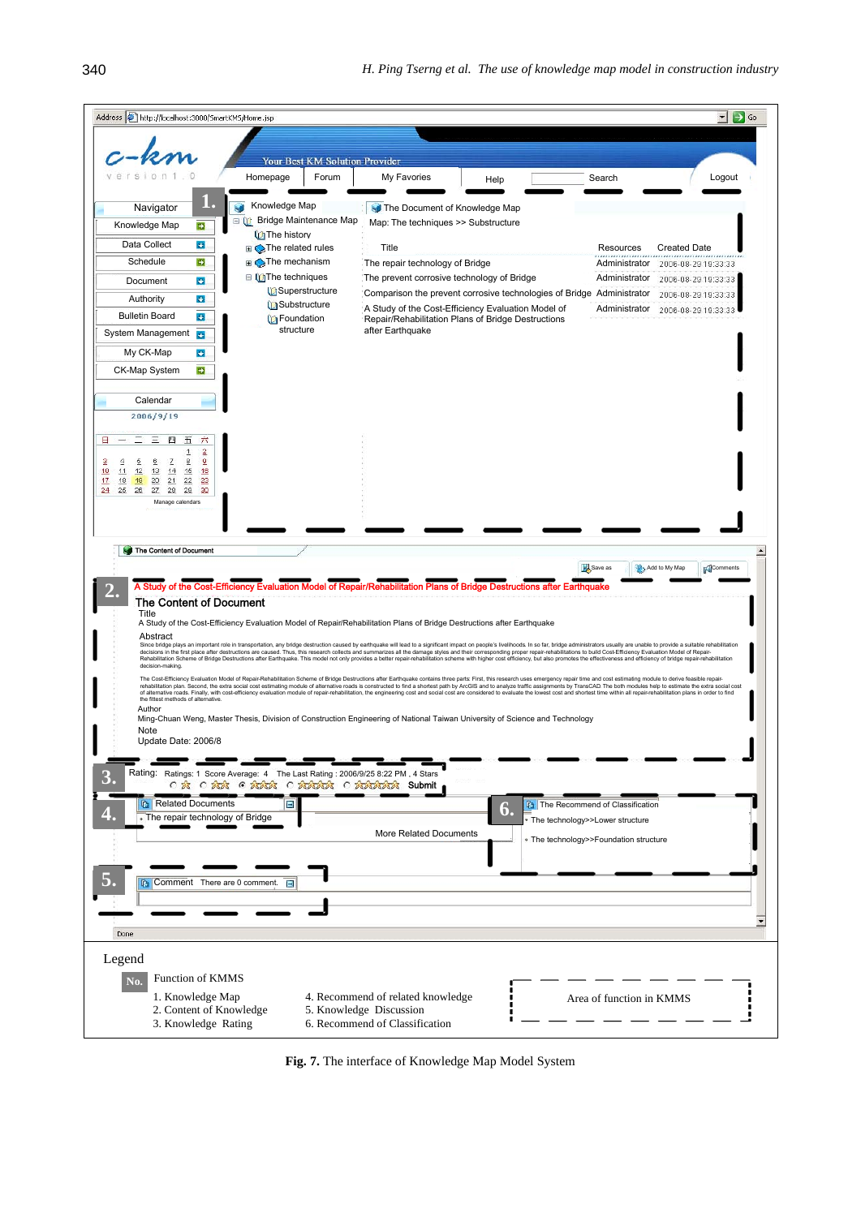Address http://localhost:3000/SmartKMS/Home.jsp

c-km version 1.0

Your Best KM Solution Provider

Homepage | Forum | My Favories | Help | Search | Logout

**1.**

Navigator
- Knowledge Map
- Data Collect
- Schedule
- Document
- Authority
- Bulletin Board
- System Management
- My CK-Map
- CK-Map System

Calendar
2006/9/19

| 日 | 一 | 二 | 三 | 四 | 五 | 六 |
|---|---|---|---|---|---|---|
| | | | | | 1 | 2 |
| 3 | 4 | 5 | 6 | 7 | 8 | 9 |
| 10 | 11 | 12 | 13 | 14 | 15 | 16 |
| 17 | 18 | 19 | 20 | 21 | 22 | 23 |
| 24 | 25 | 26 | 27 | 28 | 29 | 30 |

Manage calendars

Knowledge Map
- Bridge Maintenance Map
  - The history
  - The related rules
  - The mechanism
  - The techniques
    - Superstructure
    - Substructure
    - Foundation structure

The Document of Knowledge Map

Map: The techniques >> Substructure

| Title | Resources | Created Date |
|---|---|---|
| The repair technology of Bridge | Administrator | 2006-08-29 19:33:33 |
| The prevent corrosive technology of Bridge | Administrator | 2006-08-29 19:33:33 |
| Comparison the prevent corrosive technologies of Bridge | Administrator | 2006-08-29 19:33:33 |
| A Study of the Cost-Efficiency Evaluation Model of Repair/Rehabilitation Plans of Bridge Destructions after Earthquake | Administrator | 2006-08-29 19:33:33 |

The Content of Document

Save as | Add to My Map | Comments

**2.** A Study of the Cost-Efficiency Evaluation Model of Repair/Rehabilitation Plans of Bridge Destructions after Earthquake

The Content of Document

Title

A Study of the Cost-Efficiency Evaluation Model of Repair/Rehabilitation Plans of Bridge Destructions after Earthquake

Abstract

Since bridge plays an important role in transportation, any bridge destruction caused by earthquake will lead to a significant impact on people's livelihoods. In so far, bridge administrators usually are unable to provide a suitable rehabilitation decisions in the first place after destructions are caused. Thus, this research collects and summarizes all the damage styles and their corresponding proper repair-rehabilitations to build Cost-Efficiency Evaluation Model of Repair-Rehabilitation Scheme of Bridge Destructions after Earthquake. This model not only provides a better repair-rehabilitation scheme with higher cost efficiency, but also promotes the effectiveness and efficiency of bridge repair-rehabilitation decision-making.

The Cost-Efficiency Evaluation Model of Repair-Rehabilitation Scheme of Bridge Destructions after Earthquake contains three parts: First, this research uses emergency repair time and cost estimating module to derive feasible repair-rehabilitation plan. Second, the extra social cost estimating module of alternative roads is constructed to find a shortest path by ArcGIS and to analyze traffic assignments by TransCAD. The both modules help to estimate the extra social cost of alternative roads. Finally, with cost-efficiency evaluation module of repair-rehabilitation, the engineering cost and social cost are considered to evaluate the lowest cost and shortest time within all repair-rehabilitation plans in order to find the fittest methods of alternative.

Author

Ming-Chuan Weng, Master Thesis, Division of Construction Engineering of National Taiwan University of Science and Technology

Note

Update Date: 2006/8

**3.** Rating: Ratings: 1 Score Average: 4 The Last Rating : 2006/9/25 8:22 PM , 4 Stars — Submit

**4.** Related Documents
- The repair technology of Bridge

More Related Documents

**6.** The Recommend of Classification
- The technology>>Lower structure
- The technology>>Foundation structure

**5.** Comment There are 0 comment.

Done

Legend

| No. | Function of KMMS | |
|---|---|---|
| | 1. Knowledge Map | 4. Recommend of related knowledge |
| | 2. Content of Knowledge | 5. Knowledge Discussion |
| | 3. Knowledge Rating | 6. Recommend of Classification |

Area of function in KMMS

**Fig. 7.** The interface of Knowledge Map Model System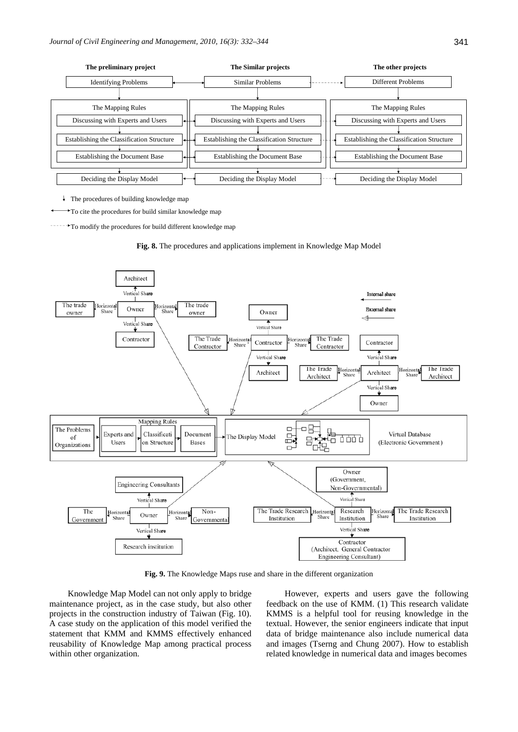**The preliminary project** | **The Similar projects** | **The other projects**

| The preliminary project | The Similar projects | The other projects |
|---|---|---|
| Identifying Problems | Similar Problems | Different Problems |
| The Mapping Rules | The Mapping Rules | The Mapping Rules |
| Discussing with Experts and Users | Discussing with Experts and Users | Discussing with Experts and Users |
| Establishing the Classification Structure | Establishing the Classification Structure | Establishing the Classification Structure |
| Establishing the Document Base | Establishing the Document Base | Establishing the Document Base |
| Deciding the Display Model | Deciding the Display Model | Deciding the Display Model |

↓ The procedures of building knowledge map

↔ To cite the procedures for build similar knowledge map

⇢ To modify the procedures for build different knowledge map

**Fig. 8.** The procedures and applications implement in Knowledge Map Model

**Fig. 9.** The Knowledge Maps ruse and share in the different organization

Knowledge Map Model can not only apply to bridge maintenance project, as in the case study, but also other projects in the construction industry of Taiwan (Fig. 10). A case study on the application of this model verified the statement that KMM and KMMS effectively enhanced reusability of Knowledge Map among practical process within other organization.

However, experts and users gave the following feedback on the use of KMM. (1) This research validate KMMS is a helpful tool for reusing knowledge in the textual. However, the senior engineers indicate that input data of bridge maintenance also include numerical data and images (Tserng and Chung 2007). How to establish related knowledge in numerical data and images becomes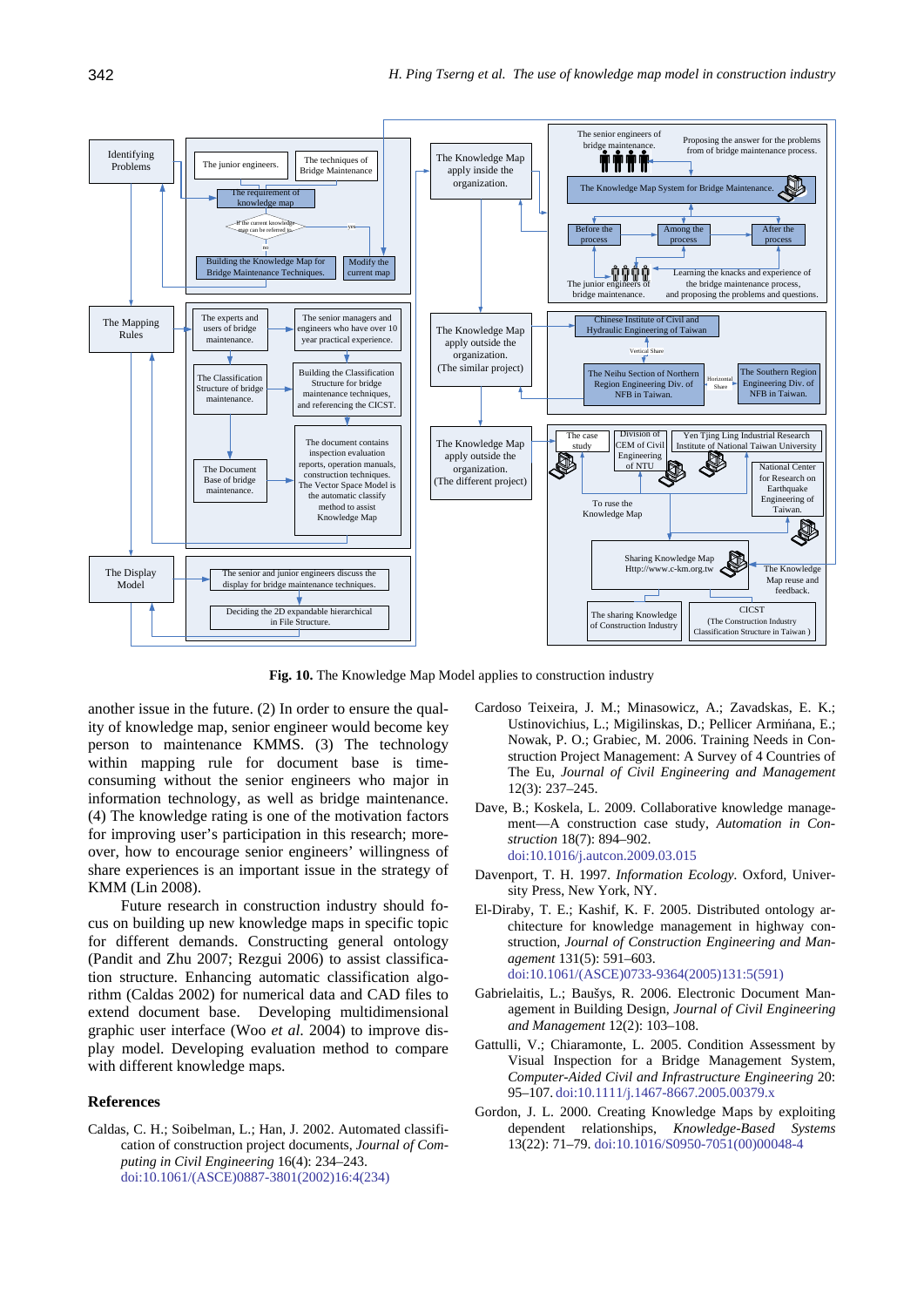**Fig. 10.** The Knowledge Map Model applies to construction industry

another issue in the future. (2) In order to ensure the quality of knowledge map, senior engineer would become key person to maintenance KMMS. (3) The technology within mapping rule for document base is time-consuming without the senior engineers who major in information technology, as well as bridge maintenance. (4) The knowledge rating is one of the motivation factors for improving user's participation in this research; moreover, how to encourage senior engineers' willingness of share experiences is an important issue in the strategy of KMM (Lin 2008).

Future research in construction industry should focus on building up new knowledge maps in specific topic for different demands. Constructing general ontology (Pandit and Zhu 2007; Rezgui 2006) to assist classification structure. Enhancing automatic classification algorithm (Caldas 2002) for numerical data and CAD files to extend document base. Developing multidimensional graphic user interface (Woo *et al.* 2004) to improve display model. Developing evaluation method to compare with different knowledge maps.

## References

Caldas, C. H.; Soibelman, L.; Han, J. 2002. Automated classification of construction project documents, *Journal of Computing in Civil Engineering* 16(4): 234–243. doi:10.1061/(ASCE)0887-3801(2002)16:4(234)

Cardoso Teixeira, J. M.; Minasowicz, A.; Zavadskas, E. K.; Ustinovichius, L.; Migilinskas, D.; Pellicer Armińana, E.; Nowak, P. O.; Grabiec, M. 2006. Training Needs in Construction Project Management: A Survey of 4 Countries of The Eu, *Journal of Civil Engineering and Management* 12(3): 237–245.

Dave, B.; Koskela, L. 2009. Collaborative knowledge management—A construction case study, *Automation in Construction* 18(7): 894–902. doi:10.1016/j.autcon.2009.03.015

Davenport, T. H. 1997. *Information Ecology*. Oxford, University Press, New York, NY.

El-Diraby, T. E.; Kashif, K. F. 2005. Distributed ontology architecture for knowledge management in highway construction, *Journal of Construction Engineering and Management* 131(5): 591–603. doi:10.1061/(ASCE)0733-9364(2005)131:5(591)

Gabrielaitis, L.; Baušys, R. 2006. Electronic Document Management in Building Design, *Journal of Civil Engineering and Management* 12(2): 103–108.

Gattulli, V.; Chiaramonte, L. 2005. Condition Assessment by Visual Inspection for a Bridge Management System, *Computer-Aided Civil and Infrastructure Engineering* 20: 95–107. doi:10.1111/j.1467-8667.2005.00379.x

Gordon, J. L. 2000. Creating Knowledge Maps by exploiting dependent relationships, *Knowledge-Based Systems* 13(22): 71–79. doi:10.1016/S0950-7051(00)00048-4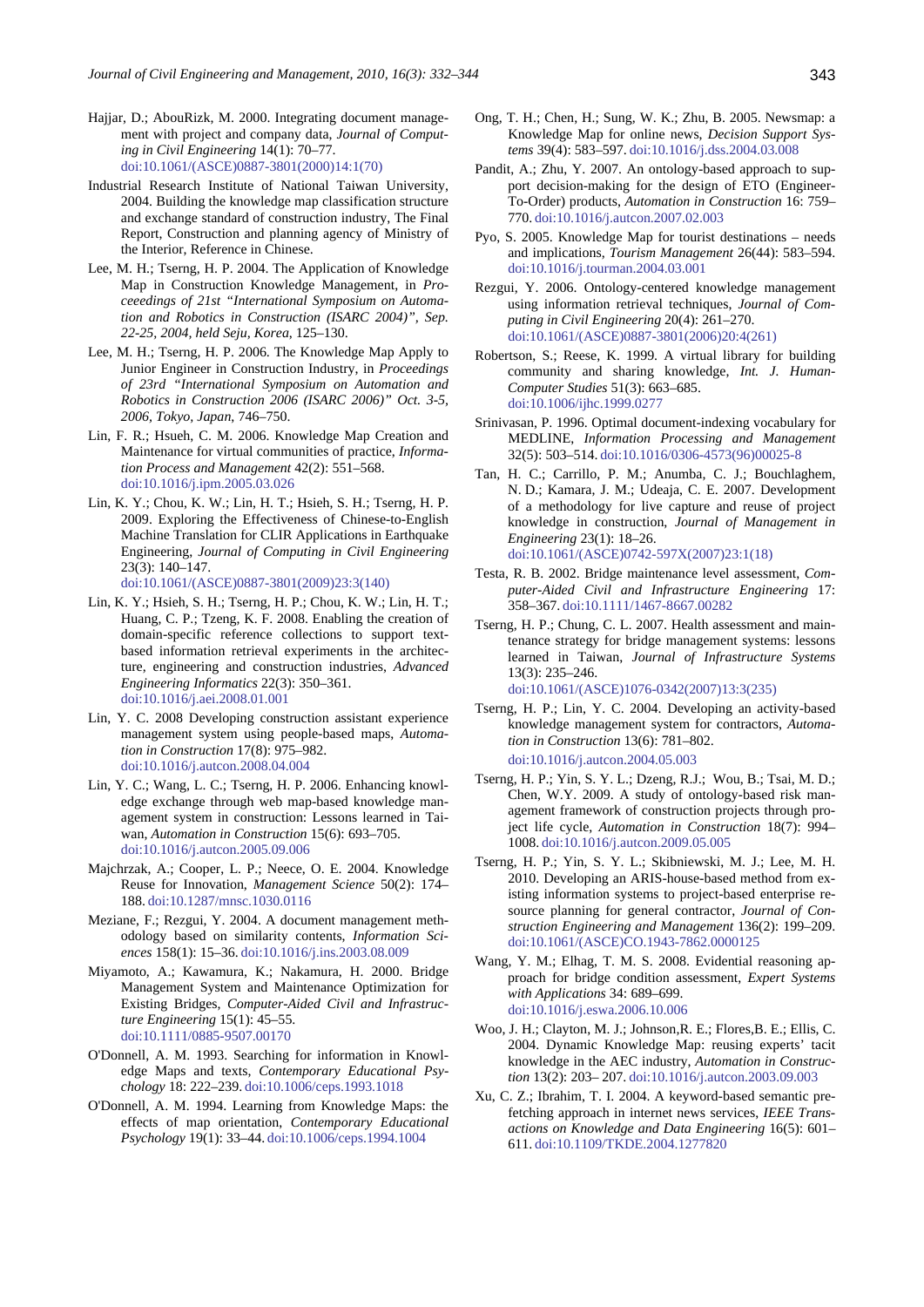Hajjar, D.; AbouRizk, M. 2000. Integrating document management with project and company data, *Journal of Computing in Civil Engineering* 14(1): 70–77. doi:10.1061/(ASCE)0887-3801(2000)14:1(70)

Industrial Research Institute of National Taiwan University, 2004. Building the knowledge map classification structure and exchange standard of construction industry, The Final Report, Construction and planning agency of Ministry of the Interior, Reference in Chinese.

Lee, M. H.; Tserng, H. P. 2004. The Application of Knowledge Map in Construction Knowledge Management, in *Proceeedings of 21st "International Symposium on Automation and Robotics in Construction (ISARC 2004)", Sep. 22-25, 2004, held Seju, Korea*, 125–130.

Lee, M. H.; Tserng, H. P. 2006. The Knowledge Map Apply to Junior Engineer in Construction Industry, in *Proceedings of 23rd "International Symposium on Automation and Robotics in Construction 2006 (ISARC 2006)" Oct. 3-5, 2006, Tokyo, Japan*, 746–750.

Lin, F. R.; Hsueh, C. M. 2006. Knowledge Map Creation and Maintenance for virtual communities of practice, *Information Process and Management* 42(2): 551–568. doi:10.1016/j.ipm.2005.03.026

Lin, K. Y.; Chou, K. W.; Lin, H. T.; Hsieh, S. H.; Tserng, H. P. 2009. Exploring the Effectiveness of Chinese-to-English Machine Translation for CLIR Applications in Earthquake Engineering, *Journal of Computing in Civil Engineering* 23(3): 140–147. doi:10.1061/(ASCE)0887-3801(2009)23:3(140)

Lin, K. Y.; Hsieh, S. H.; Tserng, H. P.; Chou, K. W.; Lin, H. T.; Huang, C. P.; Tzeng, K. F. 2008. Enabling the creation of domain-specific reference collections to support text-based information retrieval experiments in the architecture, engineering and construction industries, *Advanced Engineering Informatics* 22(3): 350–361. doi:10.1016/j.aei.2008.01.001

Lin, Y. C. 2008 Developing construction assistant experience management system using people-based maps, *Automation in Construction* 17(8): 975–982. doi:10.1016/j.autcon.2008.04.004

Lin, Y. C.; Wang, L. C.; Tserng, H. P. 2006. Enhancing knowledge exchange through web map-based knowledge management system in construction: Lessons learned in Taiwan, *Automation in Construction* 15(6): 693–705. doi:10.1016/j.autcon.2005.09.006

Majchrzak, A.; Cooper, L. P.; Neece, O. E. 2004. Knowledge Reuse for Innovation, *Management Science* 50(2): 174–188. doi:10.1287/mnsc.1030.0116

Meziane, F.; Rezgui, Y. 2004. A document management methodology based on similarity contents, *Information Sciences* 158(1): 15–36. doi:10.1016/j.ins.2003.08.009

Miyamoto, A.; Kawamura, K.; Nakamura, H. 2000. Bridge Management System and Maintenance Optimization for Existing Bridges, *Computer-Aided Civil and Infrastructure Engineering* 15(1): 45–55. doi:10.1111/0885-9507.00170

O'Donnell, A. M. 1993. Searching for information in Knowledge Maps and texts, *Contemporary Educational Psychology* 18: 222–239. doi:10.1006/ceps.1993.1018

O'Donnell, A. M. 1994. Learning from Knowledge Maps: the effects of map orientation, *Contemporary Educational Psychology* 19(1): 33–44. doi:10.1006/ceps.1994.1004

Ong, T. H.; Chen, H.; Sung, W. K.; Zhu, B. 2005. Newsmap: a Knowledge Map for online news, *Decision Support Systems* 39(4): 583–597. doi:10.1016/j.dss.2004.03.008

Pandit, A.; Zhu, Y. 2007. An ontology-based approach to support decision-making for the design of ETO (Engineer-To-Order) products, *Automation in Construction* 16: 759–770. doi:10.1016/j.autcon.2007.02.003

Pyo, S. 2005. Knowledge Map for tourist destinations – needs and implications, *Tourism Management* 26(44): 583–594. doi:10.1016/j.tourman.2004.03.001

Rezgui, Y. 2006. Ontology-centered knowledge management using information retrieval techniques, *Journal of Computing in Civil Engineering* 20(4): 261–270. doi:10.1061/(ASCE)0887-3801(2006)20:4(261)

Robertson, S.; Reese, K. 1999. A virtual library for building community and sharing knowledge, *Int. J. Human-Computer Studies* 51(3): 663–685. doi:10.1006/ijhc.1999.0277

Srinivasan, P. 1996. Optimal document-indexing vocabulary for MEDLINE, *Information Processing and Management* 32(5): 503–514. doi:10.1016/0306-4573(96)00025-8

Tan, H. C.; Carrillo, P. M.; Anumba, C. J.; Bouchlaghem, N. D.; Kamara, J. M.; Udeaja, C. E. 2007. Development of a methodology for live capture and reuse of project knowledge in construction, *Journal of Management in Engineering* 23(1): 18–26. doi:10.1061/(ASCE)0742-597X(2007)23:1(18)

Testa, R. B. 2002. Bridge maintenance level assessment, *Computer-Aided Civil and Infrastructure Engineering* 17: 358–367. doi:10.1111/1467-8667.00282

Tserng, H. P.; Chung, C. L. 2007. Health assessment and maintenance strategy for bridge management systems: lessons learned in Taiwan, *Journal of Infrastructure Systems* 13(3): 235–246. doi:10.1061/(ASCE)1076-0342(2007)13:3(235)

Tserng, H. P.; Lin, Y. C. 2004. Developing an activity-based knowledge management system for contractors, *Automation in Construction* 13(6): 781–802. doi:10.1016/j.autcon.2004.05.003

Tserng, H. P.; Yin, S. Y. L.; Dzeng, R.J.; Wou, B.; Tsai, M. D.; Chen, W.Y. 2009. A study of ontology-based risk management framework of construction projects through project life cycle, *Automation in Construction* 18(7): 994–1008. doi:10.1016/j.autcon.2009.05.005

Tserng, H. P.; Yin, S. Y. L.; Skibniewski, M. J.; Lee, M. H. 2010. Developing an ARIS-house-based method from existing information systems to project-based enterprise resource planning for general contractor, *Journal of Construction Engineering and Management* 136(2): 199–209. doi:10.1061/(ASCE)CO.1943-7862.0000125

Wang, Y. M.; Elhag, T. M. S. 2008. Evidential reasoning approach for bridge condition assessment, *Expert Systems with Applications* 34: 689–699. doi:10.1016/j.eswa.2006.10.006

Woo, J. H.; Clayton, M. J.; Johnson,R. E.; Flores,B. E.; Ellis, C. 2004. Dynamic Knowledge Map: reusing experts' tacit knowledge in the AEC industry, *Automation in Construction* 13(2): 203– 207. doi:10.1016/j.autcon.2003.09.003

Xu, C. Z.; Ibrahim, T. I. 2004. A keyword-based semantic prefetching approach in internet news services, *IEEE Transactions on Knowledge and Data Engineering* 16(5): 601–611. doi:10.1109/TKDE.2004.1277820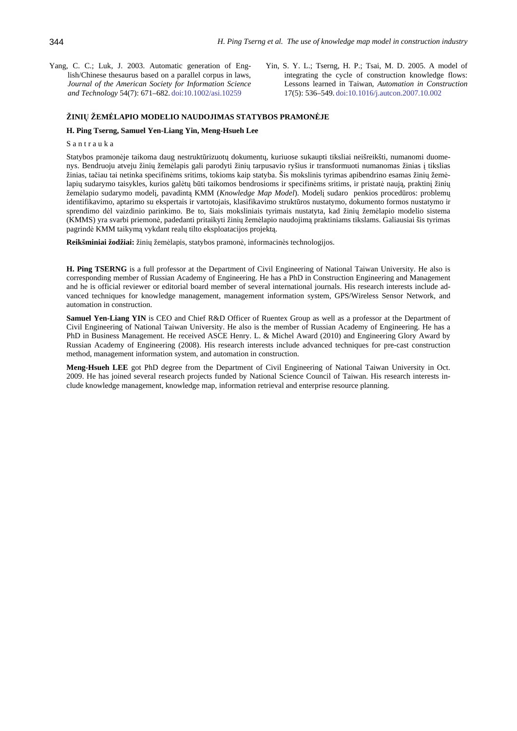Yang, C. C.; Luk, J. 2003. Automatic generation of English/Chinese thesaurus based on a parallel corpus in laws, *Journal of the American Society for Information Science and Technology* 54(7): 671–682. doi:10.1002/asi.10259

Yin, S. Y. L.; Tserng, H. P.; Tsai, M. D. 2005. A model of integrating the cycle of construction knowledge flows: Lessons learned in Taiwan, *Automation in Construction* 17(5): 536–549. doi:10.1016/j.autcon.2007.10.002

## ŽINIŲ ŽEMĖLAPIO MODELIO NAUDOJIMAS STATYBOS PRAMONĖJE

**H. Ping Tserng, Samuel Yen-Liang Yin, Meng-Hsueh Lee**

Santrauka

Statybos pramonėje taikoma daug nestruktūrizuotų dokumentų, kuriuose sukaupti tiksliai neišreikšti, numanomi duomenys. Bendruoju atveju žinių žemėlapis gali parodyti žinių tarpusavio ryšius ir transformuoti numanomas žinias į tikslias žinias, tačiau tai netinka specifinėms sritims, tokioms kaip statyba. Šis mokslinis tyrimas apibendrino esamas žinių žemėlapių sudarymo taisykles, kurios galėtų būti taikomos bendrosioms ir specifinėms sritims, ir pristatė naują, praktinį žinių žemėlapio sudarymo modelį, pavadintą KMM (*Knowledge Map Model*). Modelį sudaro penkios procedūros: problemų identifikavimo, aptarimo su ekspertais ir vartotojais, klasifikavimo struktūros nustatymo, dokumento formos nustatymo ir sprendimo dėl vaizdinio parinkimo. Be to, šiais moksliniais tyrimais nustatyta, kad žinių žemėlapio modelio sistema (KMMS) yra svarbi priemonė, padedanti pritaikyti žinių žemėlapio naudojimą praktiniams tikslams. Galiausiai šis tyrimas pagrindė KMM taikymą vykdant realų tilto eksploatacijos projektą.

**Reikšminiai žodžiai:** žinių žemėlapis, statybos pramonė, informacinės technologijos.

**H. Ping TSERNG** is a full professor at the Department of Civil Engineering of National Taiwan University. He also is corresponding member of Russian Academy of Engineering. He has a PhD in Construction Engineering and Management and he is official reviewer or editorial board member of several international journals. His research interests include advanced techniques for knowledge management, management information system, GPS/Wireless Sensor Network, and automation in construction.

**Samuel Yen-Liang YIN** is CEO and Chief R&D Officer of Ruentex Group as well as a professor at the Department of Civil Engineering of National Taiwan University. He also is the member of Russian Academy of Engineering. He has a PhD in Business Management. He received ASCE Henry. L. & Michel Award (2010) and Engineering Glory Award by Russian Academy of Engineering (2008). His research interests include advanced techniques for pre-cast construction method, management information system, and automation in construction.

**Meng-Hsueh LEE** got PhD degree from the Department of Civil Engineering of National Taiwan University in Oct. 2009. He has joined several research projects funded by National Science Council of Taiwan. His research interests include knowledge management, knowledge map, information retrieval and enterprise resource planning.